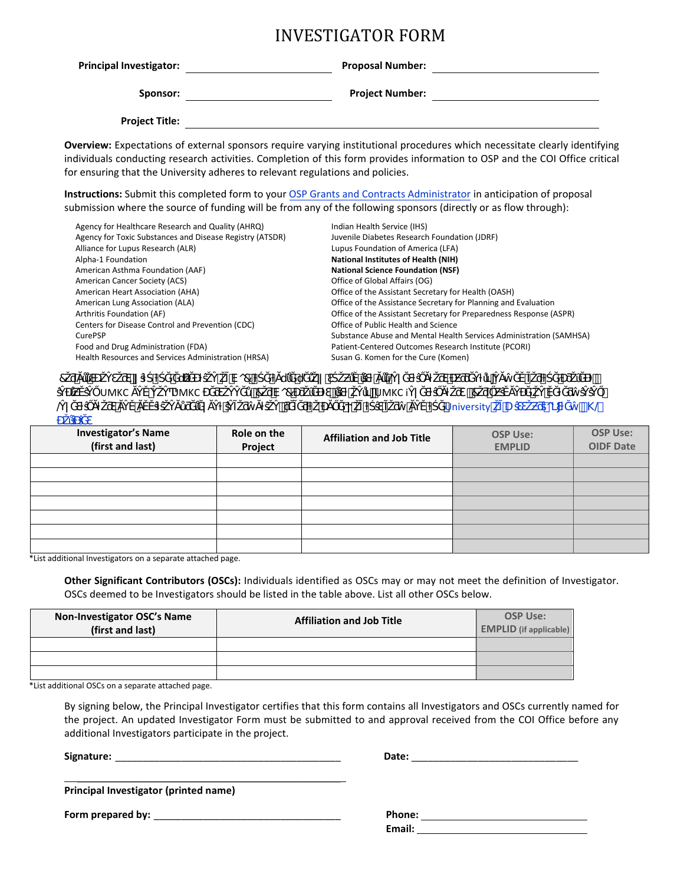# INVESTIGATOR FORM

**Principal Investigator:** ____________________ **Proposal Number:** ____________________

**Sponsor:** ____________________ **Project Number:** ____________________

**Project Title:** ________________________________________

**Overview:** Expectations of external sponsors require varying institutional procedures which necessitate clearly identifying individuals conducting research activities. Completion of this form provides information to OSP and the COI Office critical for ensuring that the University adheres to relevant regulations and policies.

**Instructions:** Submit this completed form to your OSP Grants and Contracts Administrator in anticipation of proposal submission where the source of funding will be from any of the following sponsors (directly or as flow through):

- Agency for Healthcare Research and Quality (AHRQ)
- Agency for Toxic Substances and Disease Registry (ATSDR)
- Alliance for Lupus Research (ALR)
- Alpha-1 Foundation
- American Asthma Foundation (AAF)
- American Cancer Society (ACS)
- American Heart Association (AHA)
- American Lung Association (ALA)
- Arthritis Foundation (AF)
- Centers for Disease Control and Prevention (CDC)
- CurePSP
- Food and Drug Administration (FDA)
- Health Resources and Services Administration (HRSA)
- Indian Health Service (IHS)
- Juvenile Diabetes Research Foundation (JDRF)
- Lupus Foundation of America (LFA)
- **National Institutes of Health (NIH)**
- **National Science Foundation (NSF)**
- Office of Global Affairs (OG)
- Office of the Assistant Secretary for Health (OASH)
- Office of the Assistance Secretary for Planning and Evaluation
- Office of the Assistant Secretary for Preparedness Response (ASPR)
- Office of Public Health and Science
- Substance Abuse and Mental Health Services Administration (SAMHSA)
- Patient-Centered Outcomes Research Institute (PCORI)
- Susan G. Komen for the Cure (Komen)

University

| Investigator's Name (first and last) | Role on the Project | Affiliation and Job Title | OSP Use: EMPLID | OSP Use: OIDF Date |
|---|---|---|---|---|
| | | | | |
| | | | | |
| | | | | |
| | | | | |
| | | | | |
| | | | | |
| | | | | |

*List additional Investigators on a separate attached page.

**Other Significant Contributors (OSCs):** Individuals identified as OSCs may or may not meet the definition of Investigator. OSCs deemed to be Investigators should be listed in the table above. List all other OSCs below.

| Non-Investigator OSC's Name (first and last) | Affiliation and Job Title | OSP Use: EMPLID (if applicable) |
|---|---|---|
| | | |
| | | |
| | | |

*List additional OSCs on a separate attached page.

By signing below, the Principal Investigator certifies that this form contains all Investigators and OSCs currently named for the project. An updated Investigator Form must be submitted to and approval received from the COI Office before any additional Investigators participate in the project.

**Signature:** ________________________________ **Date:** ________________________

________________________________
**Principal Investigator (printed name)**

**Form prepared by:** ____________________________ **Phone:** ________________________
**Email:** ________________________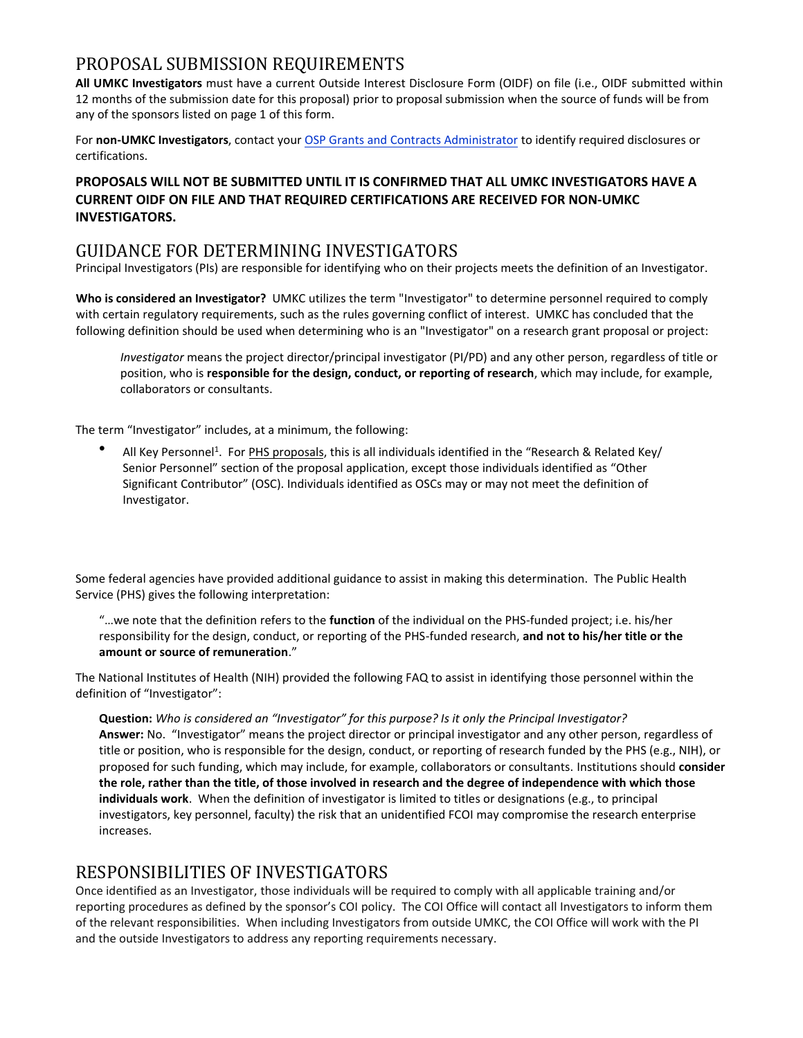## PROPOSAL SUBMISSION REQUIREMENTS

**All UMKC Investigators** must have a current Outside Interest Disclosure Form (OIDF) on file (i.e., OIDF submitted within 12 months of the submission date for this proposal) prior to proposal submission when the source of funds will be from any of the sponsors listed on page 1 of this form.

For **non-UMKC Investigators**, contact your OSP Grants and Contracts Administrator to identify required disclosures or certifications.

**PROPOSALS WILL NOT BE SUBMITTED UNTIL IT IS CONFIRMED THAT ALL UMKC INVESTIGATORS HAVE A CURRENT OIDF ON FILE AND THAT REQUIRED CERTIFICATIONS ARE RECEIVED FOR NON-UMKC INVESTIGATORS.**

## GUIDANCE FOR DETERMINING INVESTIGATORS

Principal Investigators (PIs) are responsible for identifying who on their projects meets the definition of an Investigator.

**Who is considered an Investigator?** UMKC utilizes the term "Investigator" to determine personnel required to comply with certain regulatory requirements, such as the rules governing conflict of interest. UMKC has concluded that the following definition should be used when determining who is an "Investigator" on a research grant proposal or project:

> *Investigator* means the project director/principal investigator (PI/PD) and any other person, regardless of title or position, who is **responsible for the design, conduct, or reporting of research**, which may include, for example, collaborators or consultants.

The term "Investigator" includes, at a minimum, the following:

- All Key Personnel[1]. For PHS proposals, this is all individuals identified in the "Research & Related Key/ Senior Personnel" section of the proposal application, except those individuals identified as "Other Significant Contributor" (OSC). Individuals identified as OSCs may or may not meet the definition of Investigator.

Some federal agencies have provided additional guidance to assist in making this determination. The Public Health Service (PHS) gives the following interpretation:

> "…we note that the definition refers to the **function** of the individual on the PHS-funded project; i.e. his/her responsibility for the design, conduct, or reporting of the PHS-funded research, **and not to his/her title or the amount or source of remuneration**."

The National Institutes of Health (NIH) provided the following FAQ to assist in identifying those personnel within the definition of "Investigator":

> **Question:** *Who is considered an "Investigator" for this purpose? Is it only the Principal Investigator?*
> **Answer:** No. "Investigator" means the project director or principal investigator and any other person, regardless of title or position, who is responsible for the design, conduct, or reporting of research funded by the PHS (e.g., NIH), or proposed for such funding, which may include, for example, collaborators or consultants. Institutions should **consider the role, rather than the title, of those involved in research and the degree of independence with which those individuals work**. When the definition of investigator is limited to titles or designations (e.g., to principal investigators, key personnel, faculty) the risk that an unidentified FCOI may compromise the research enterprise increases.

## RESPONSIBILITIES OF INVESTIGATORS

Once identified as an Investigator, those individuals will be required to comply with all applicable training and/or reporting procedures as defined by the sponsor's COI policy. The COI Office will contact all Investigators to inform them of the relevant responsibilities. When including Investigators from outside UMKC, the COI Office will work with the PI and the outside Investigators to address any reporting requirements necessary.